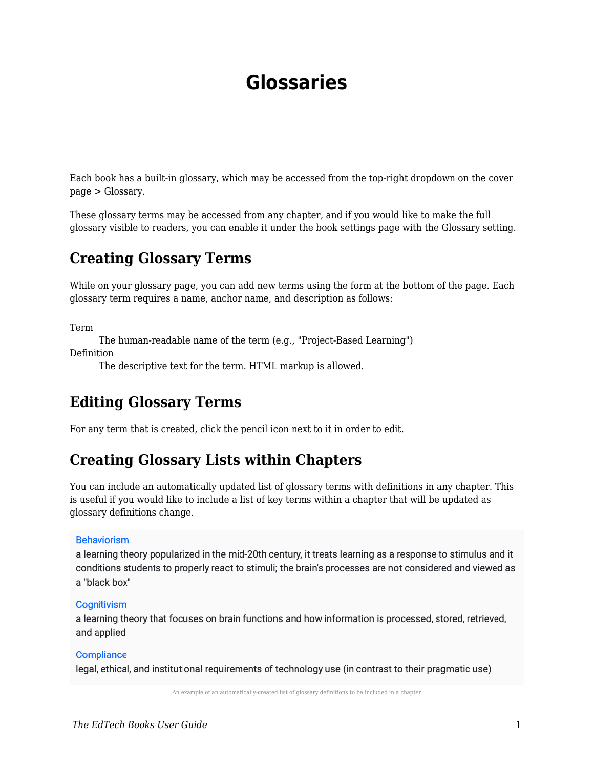# Glossaries

Each book has a built-in glossary, which may be accessed from the top-right dropdown on the cover page > Glossary.

These glossary terms may be accessed from any chapter, and if you would like to make the full glossary visible to readers, you can enable it under the book settings page with the Glossary setting.

## Creating Glossary Terms

While on your glossary page, you can add new terms using the form at the bottom of the page. Each glossary term requires a name, anchor name, and description as follows:

Term
: The human-readable name of the term (e.g., "Project-Based Learning")

Definition
: The descriptive text for the term. HTML markup is allowed.

## Editing Glossary Terms

For any term that is created, click the pencil icon next to it in order to edit.

## Creating Glossary Lists within Chapters

You can include an automatically updated list of glossary terms with definitions in any chapter. This is useful if you would like to include a list of key terms within a chapter that will be updated as glossary definitions change.

**Behaviorism**
a learning theory popularized in the mid-20th century, it treats learning as a response to stimulus and it conditions students to properly react to stimuli; the brain's processes are not considered and viewed as a "black box"

**Cognitivism**
a learning theory that focuses on brain functions and how information is processed, stored, retrieved, and applied

**Compliance**
legal, ethical, and institutional requirements of technology use (in contrast to their pragmatic use)

An example of an automatically-created list of glossary definitions to be included in a chapter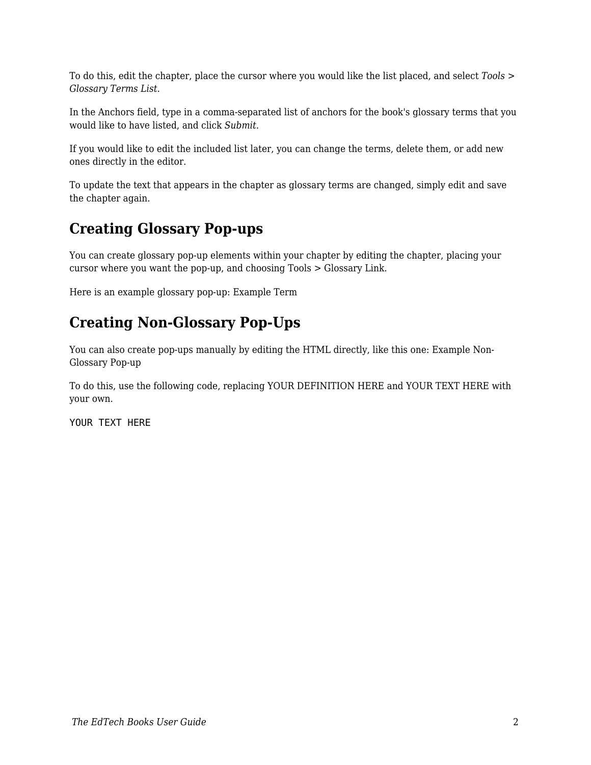To do this, edit the chapter, place the cursor where you would like the list placed, and select *Tools > Glossary Terms List*.

In the Anchors field, type in a comma-separated list of anchors for the book's glossary terms that you would like to have listed, and click *Submit*.

If you would like to edit the included list later, you can change the terms, delete them, or add new ones directly in the editor.

To update the text that appears in the chapter as glossary terms are changed, simply edit and save the chapter again.

## Creating Glossary Pop-ups

You can create glossary pop-up elements within your chapter by editing the chapter, placing your cursor where you want the pop-up, and choosing Tools > Glossary Link.

Here is an example glossary pop-up: Example Term

## Creating Non-Glossary Pop-Ups

You can also create pop-ups manually by editing the HTML directly, like this one: Example Non-Glossary Pop-up

To do this, use the following code, replacing YOUR DEFINITION HERE and YOUR TEXT HERE with your own.

```
YOUR TEXT HERE
```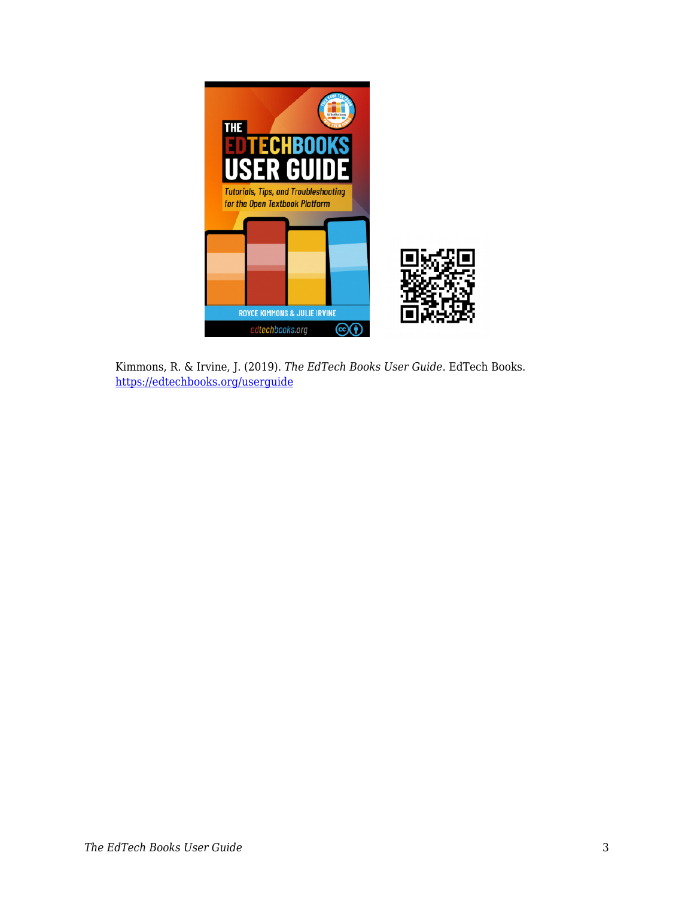Kimmons, R. & Irvine, J. (2019). *The EdTech Books User Guide*. EdTech Books. https://edtechbooks.org/userguide